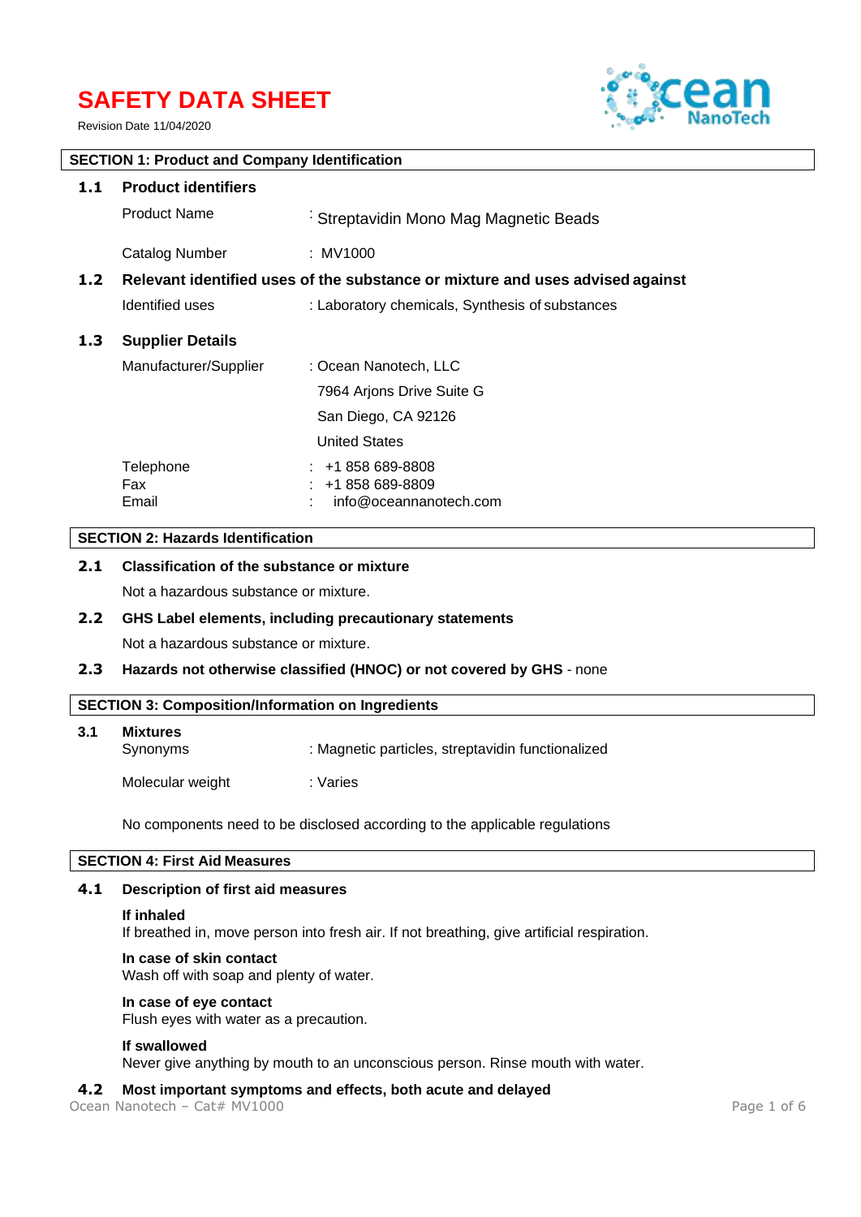# SAFETY DATA SHEET

Revision Date 11/04/2020

## SECTION 1: Product and Company Identification

### 1.1 Product identifiers

Product Name : Streptavidin Mono Mag Magnetic Beads

Catalog Number : MV1000

### 1.2 Relevant identified uses of the substance or mixture and uses advised against

Identified uses : Laboratory chemicals, Synthesis of substances

### 1.3 Supplier Details

Manufacturer/Supplier : Ocean Nanotech, LLC
7964 Arjons Drive Suite G
San Diego, CA 92126
United States

Telephone : +1 858 689-8808
Fax : +1 858 689-8809
Email : info@oceannanotech.com

## SECTION 2: Hazards Identification

### 2.1 Classification of the substance or mixture

Not a hazardous substance or mixture.

### 2.2 GHS Label elements, including precautionary statements

Not a hazardous substance or mixture.

### 2.3 Hazards not otherwise classified (HNOC) or not covered by GHS - none

## SECTION 3: Composition/Information on Ingredients

### 3.1 Mixtures

Synonyms : Magnetic particles, streptavidin functionalized

Molecular weight : Varies

No components need to be disclosed according to the applicable regulations

## SECTION 4: First Aid Measures

### 4.1 Description of first aid measures

**If inhaled**
If breathed in, move person into fresh air. If not breathing, give artificial respiration.

**In case of skin contact**
Wash off with soap and plenty of water.

**In case of eye contact**
Flush eyes with water as a precaution.

**If swallowed**
Never give anything by mouth to an unconscious person. Rinse mouth with water.

### 4.2 Most important symptoms and effects, both acute and delayed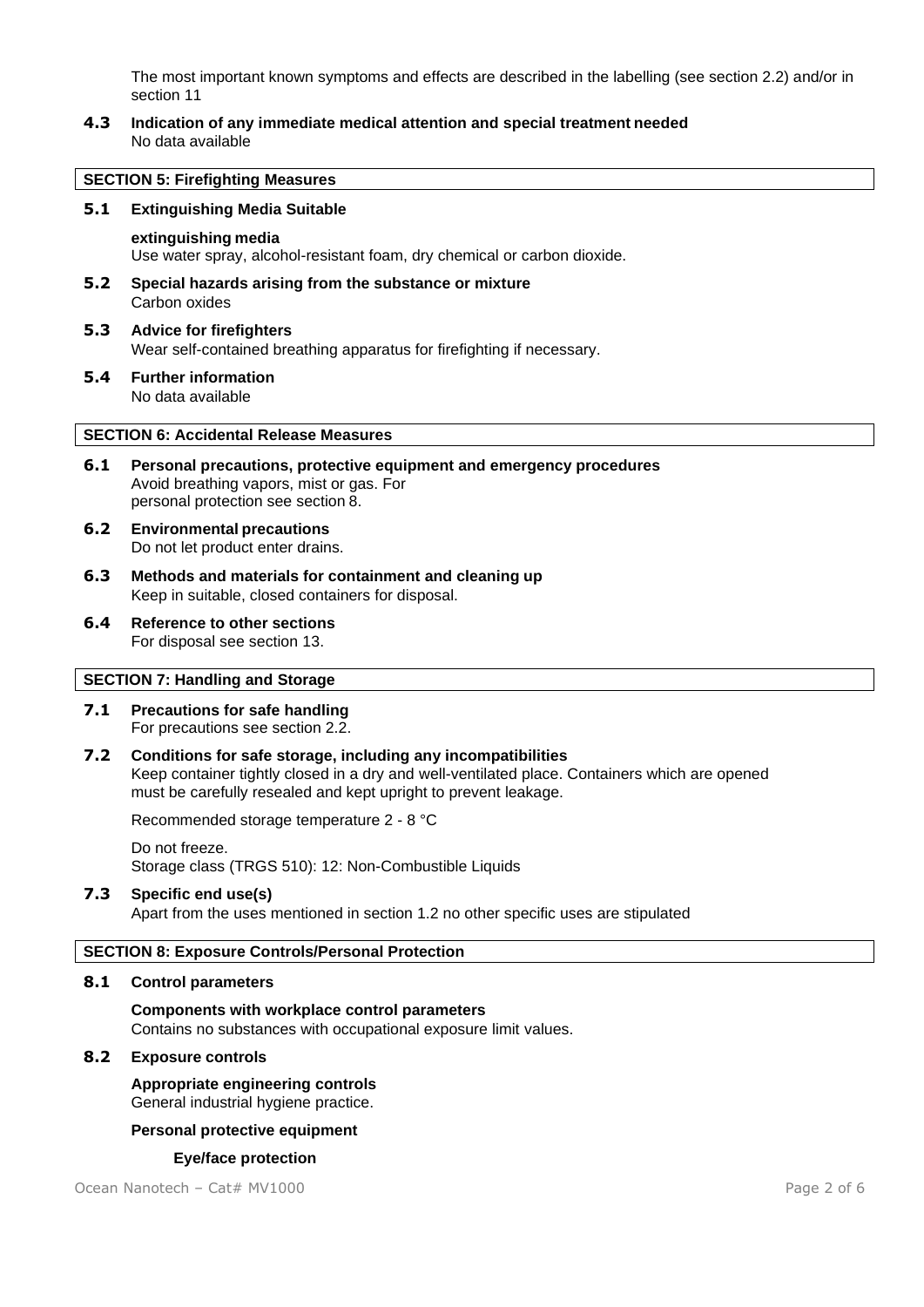The most important known symptoms and effects are described in the labelling (see section 2.2) and/or in section 11

**4.3 Indication of any immediate medical attention and special treatment needed**
No data available

## SECTION 5: Firefighting Measures

**5.1 Extinguishing Media Suitable**

**extinguishing media**
Use water spray, alcohol-resistant foam, dry chemical or carbon dioxide.

**5.2 Special hazards arising from the substance or mixture**
Carbon oxides

**5.3 Advice for firefighters**
Wear self-contained breathing apparatus for firefighting if necessary.

**5.4 Further information**
No data available

## SECTION 6: Accidental Release Measures

**6.1 Personal precautions, protective equipment and emergency procedures**
Avoid breathing vapors, mist or gas. For personal protection see section 8.

**6.2 Environmental precautions**
Do not let product enter drains.

**6.3 Methods and materials for containment and cleaning up**
Keep in suitable, closed containers for disposal.

**6.4 Reference to other sections**
For disposal see section 13.

## SECTION 7: Handling and Storage

**7.1 Precautions for safe handling**
For precautions see section 2.2.

**7.2 Conditions for safe storage, including any incompatibilities**
Keep container tightly closed in a dry and well-ventilated place. Containers which are opened must be carefully resealed and kept upright to prevent leakage.

Recommended storage temperature 2 - 8 °C

Do not freeze.
Storage class (TRGS 510): 12: Non-Combustible Liquids

**7.3 Specific end use(s)**
Apart from the uses mentioned in section 1.2 no other specific uses are stipulated

## SECTION 8: Exposure Controls/Personal Protection

**8.1 Control parameters**

**Components with workplace control parameters**
Contains no substances with occupational exposure limit values.

**8.2 Exposure controls**

**Appropriate engineering controls**
General industrial hygiene practice.

**Personal protective equipment**

**Eye/face protection**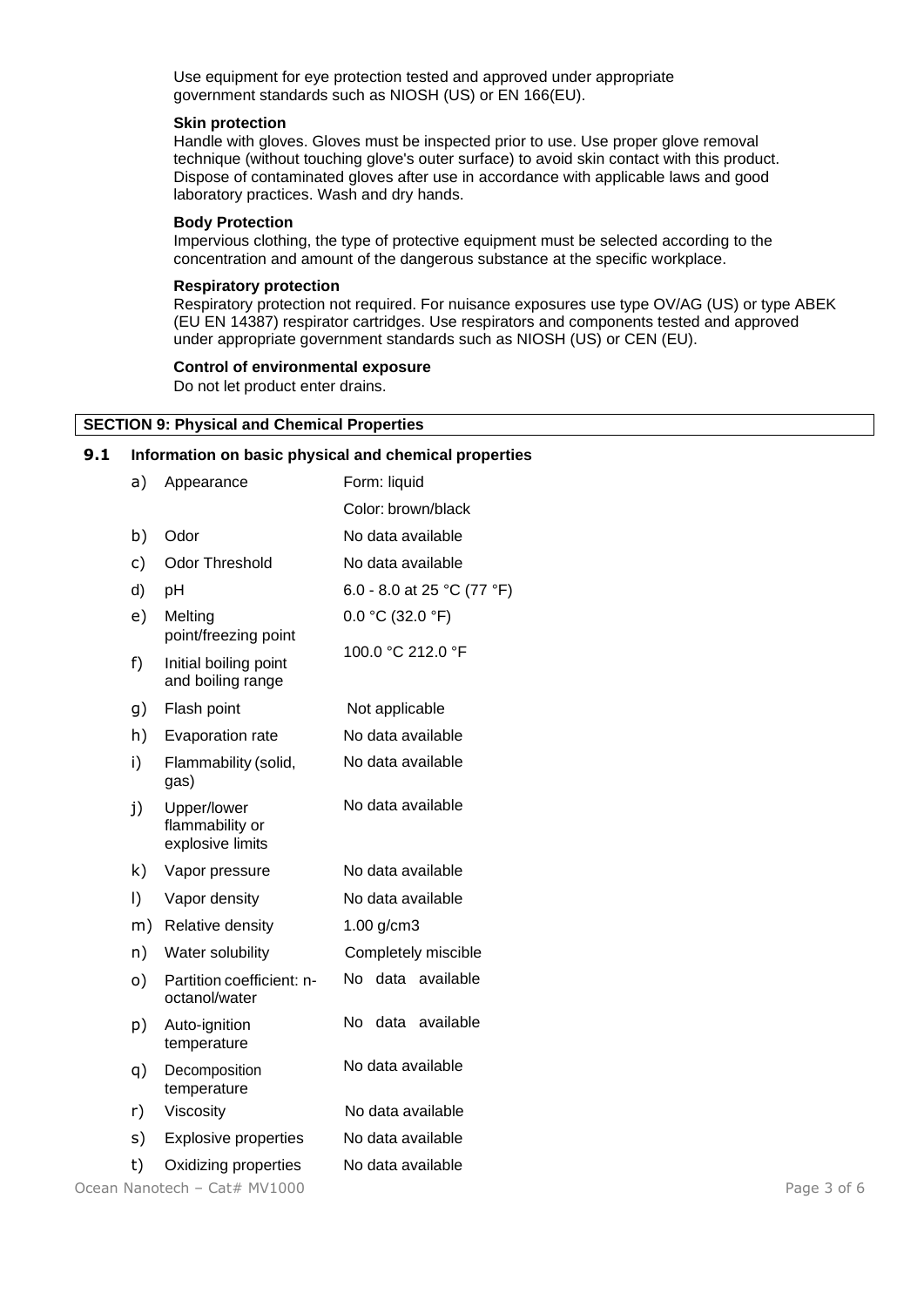Use equipment for eye protection tested and approved under appropriate government standards such as NIOSH (US) or EN 166(EU).

**Skin protection**

Handle with gloves. Gloves must be inspected prior to use. Use proper glove removal technique (without touching glove's outer surface) to avoid skin contact with this product. Dispose of contaminated gloves after use in accordance with applicable laws and good laboratory practices. Wash and dry hands.

**Body Protection**

Impervious clothing, the type of protective equipment must be selected according to the concentration and amount of the dangerous substance at the specific workplace.

**Respiratory protection**

Respiratory protection not required. For nuisance exposures use type OV/AG (US) or type ABEK (EU EN 14387) respirator cartridges. Use respirators and components tested and approved under appropriate government standards such as NIOSH (US) or CEN (EU).

**Control of environmental exposure**

Do not let product enter drains.

## SECTION 9: Physical and Chemical Properties

### 9.1 Information on basic physical and chemical properties

| | Property | Value |
|---|---|---|
| a) | Appearance | Form: liquid<br>Color: brown/black |
| b) | Odor | No data available |
| c) | Odor Threshold | No data available |
| d) | pH | 6.0 - 8.0 at 25 °C (77 °F) |
| e) | Melting point/freezing point | 0.0 °C (32.0 °F) |
| f) | Initial boiling point and boiling range | 100.0 °C 212.0 °F |
| g) | Flash point | Not applicable |
| h) | Evaporation rate | No data available |
| i) | Flammability (solid, gas) | No data available |
| j) | Upper/lower flammability or explosive limits | No data available |
| k) | Vapor pressure | No data available |
| l) | Vapor density | No data available |
| m) | Relative density | 1.00 g/cm3 |
| n) | Water solubility | Completely miscible |
| o) | Partition coefficient: n-octanol/water | No data available |
| p) | Auto-ignition temperature | No data available |
| q) | Decomposition temperature | No data available |
| r) | Viscosity | No data available |
| s) | Explosive properties | No data available |
| t) | Oxidizing properties | No data available |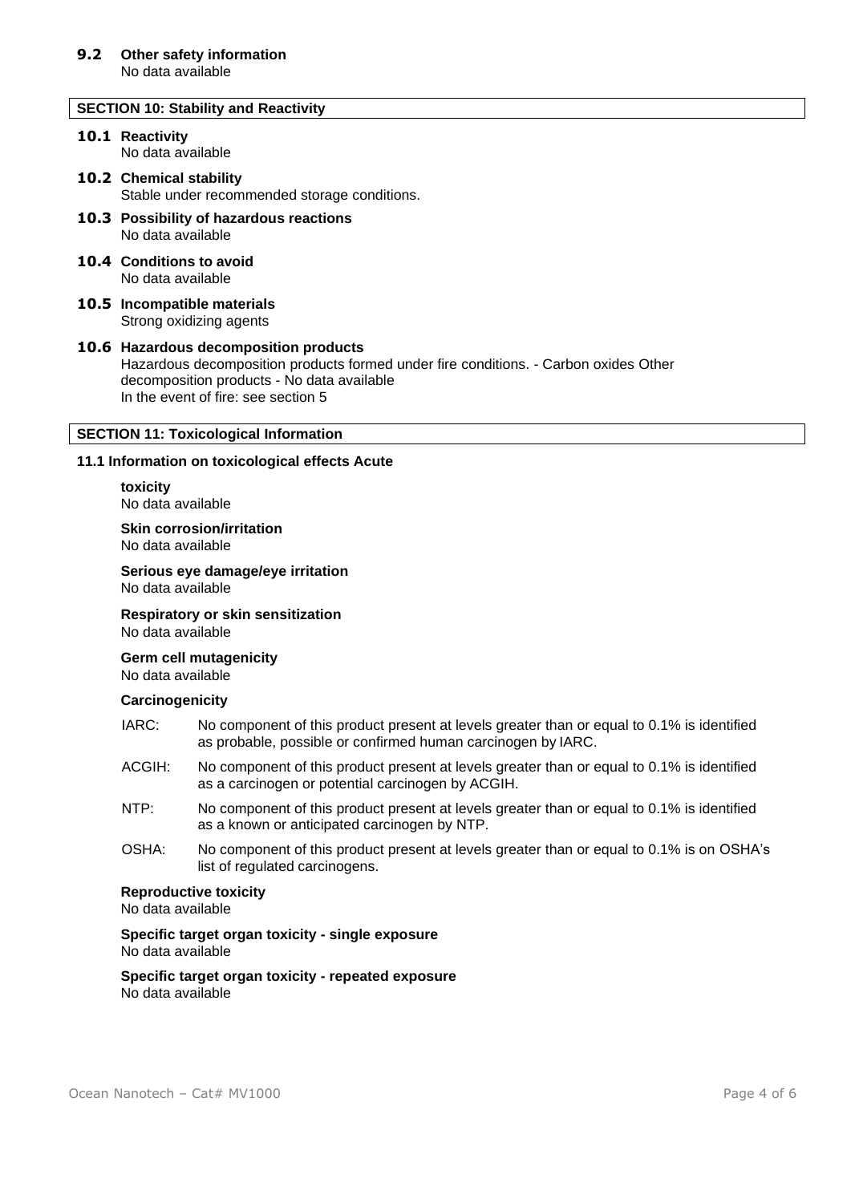### 9.2 Other safety information

No data available

## SECTION 10: Stability and Reactivity

### 10.1 Reactivity

No data available

### 10.2 Chemical stability

Stable under recommended storage conditions.

### 10.3 Possibility of hazardous reactions

No data available

### 10.4 Conditions to avoid

No data available

### 10.5 Incompatible materials

Strong oxidizing agents

### 10.6 Hazardous decomposition products

Hazardous decomposition products formed under fire conditions. - Carbon oxides Other decomposition products - No data available
In the event of fire: see section 5

## SECTION 11: Toxicological Information

### 11.1 Information on toxicological effects Acute

**toxicity**
No data available

**Skin corrosion/irritation**
No data available

**Serious eye damage/eye irritation**
No data available

**Respiratory or skin sensitization**
No data available

**Germ cell mutagenicity**
No data available

**Carcinogenicity**

IARC: No component of this product present at levels greater than or equal to 0.1% is identified as probable, possible or confirmed human carcinogen by IARC.

ACGIH: No component of this product present at levels greater than or equal to 0.1% is identified as a carcinogen or potential carcinogen by ACGIH.

NTP: No component of this product present at levels greater than or equal to 0.1% is identified as a known or anticipated carcinogen by NTP.

OSHA: No component of this product present at levels greater than or equal to 0.1% is on OSHA's list of regulated carcinogens.

**Reproductive toxicity**
No data available

**Specific target organ toxicity - single exposure**
No data available

**Specific target organ toxicity - repeated exposure**
No data available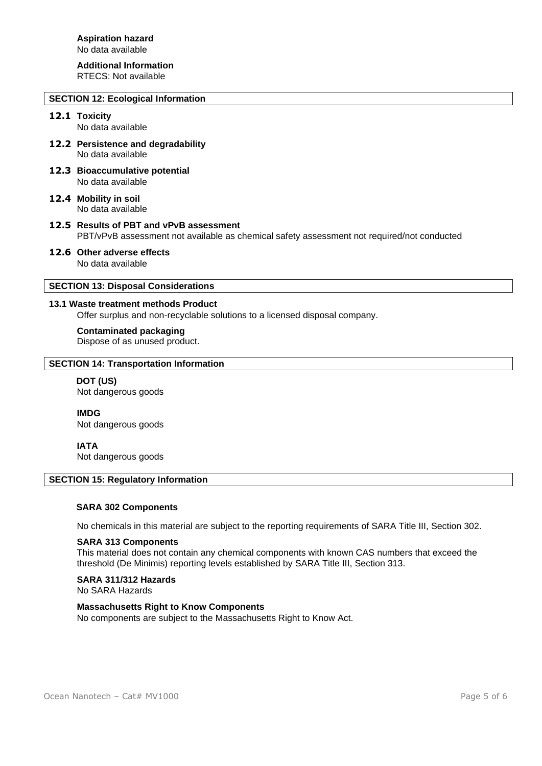**Aspiration hazard**
No data available

**Additional Information**
RTECS: Not available

## SECTION 12: Ecological Information

**12.1 Toxicity**
No data available

**12.2 Persistence and degradability**
No data available

**12.3 Bioaccumulative potential**
No data available

**12.4 Mobility in soil**
No data available

**12.5 Results of PBT and vPvB assessment**
PBT/vPvB assessment not available as chemical safety assessment not required/not conducted

**12.6 Other adverse effects**
No data available

## SECTION 13: Disposal Considerations

**13.1 Waste treatment methods Product**
Offer surplus and non-recyclable solutions to a licensed disposal company.

**Contaminated packaging**
Dispose of as unused product.

## SECTION 14: Transportation Information

**DOT (US)**
Not dangerous goods

**IMDG**
Not dangerous goods

**IATA**
Not dangerous goods

## SECTION 15: Regulatory Information

**SARA 302 Components**

No chemicals in this material are subject to the reporting requirements of SARA Title III, Section 302.

**SARA 313 Components**
This material does not contain any chemical components with known CAS numbers that exceed the threshold (De Minimis) reporting levels established by SARA Title III, Section 313.

**SARA 311/312 Hazards**
No SARA Hazards

**Massachusetts Right to Know Components**
No components are subject to the Massachusetts Right to Know Act.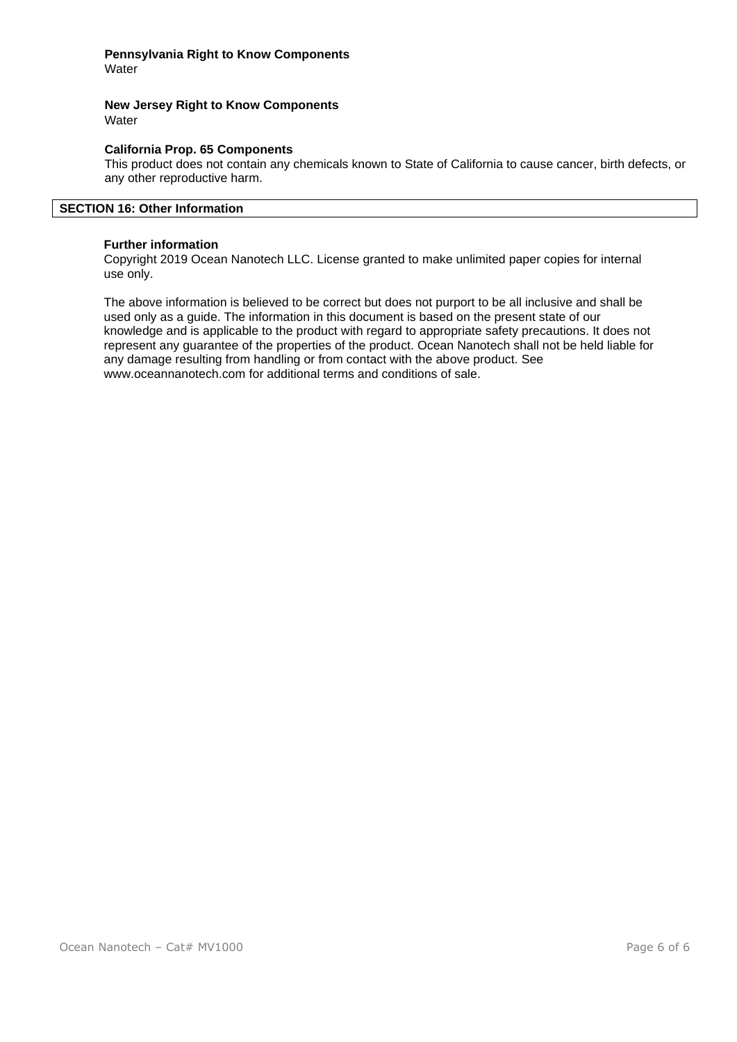**Pennsylvania Right to Know Components**

Water

**New Jersey Right to Know Components**

Water

**California Prop. 65 Components**

This product does not contain any chemicals known to State of California to cause cancer, birth defects, or any other reproductive harm.

## SECTION 16: Other Information

**Further information**

Copyright 2019 Ocean Nanotech LLC. License granted to make unlimited paper copies for internal use only.

The above information is believed to be correct but does not purport to be all inclusive and shall be used only as a guide. The information in this document is based on the present state of our knowledge and is applicable to the product with regard to appropriate safety precautions. It does not represent any guarantee of the properties of the product. Ocean Nanotech shall not be held liable for any damage resulting from handling or from contact with the above product. See www.oceannanotech.com for additional terms and conditions of sale.